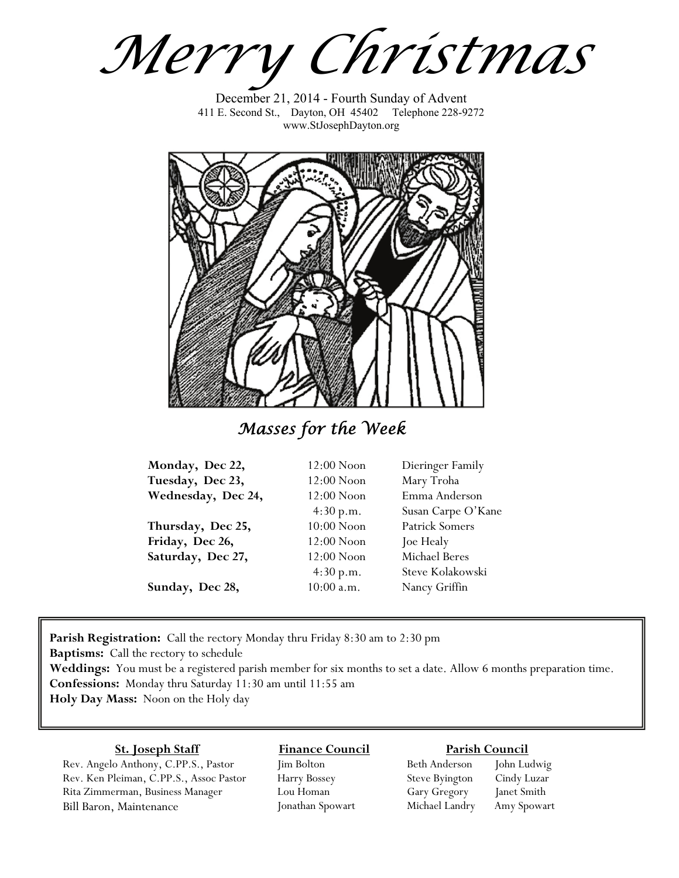# Merry Christmas

December 21, 2014 - Fourth Sunday of Advent
411 E. Second St., Dayton, OH 45402 Telephone 228-9272
www.StJosephDayton.org

## *Masses for the Week*

| | | |
|---|---|---|
| **Monday, Dec 22,** | 12:00 Noon | Dieringer Family |
| **Tuesday, Dec 23,** | 12:00 Noon | Mary Troha |
| **Wednesday, Dec 24,** | 12:00 Noon | Emma Anderson |
| | 4:30 p.m. | Susan Carpe O'Kane |
| **Thursday, Dec 25,** | 10:00 Noon | Patrick Somers |
| **Friday, Dec 26,** | 12:00 Noon | Joe Healy |
| **Saturday, Dec 27,** | 12:00 Noon | Michael Beres |
| | 4:30 p.m. | Steve Kolakowski |
| **Sunday, Dec 28,** | 10:00 a.m. | Nancy Griffin |

**Parish Registration:** Call the rectory Monday thru Friday 8:30 am to 2:30 pm
**Baptisms:** Call the rectory to schedule
**Weddings:** You must be a registered parish member for six months to set a date. Allow 6 months preparation time.
**Confessions:** Monday thru Saturday 11:30 am until 11:55 am
**Holy Day Mass:** Noon on the Holy day

**St. Joseph Staff**

Rev. Angelo Anthony, C.PP.S., Pastor
Rev. Ken Pleiman, C.PP.S., Assoc Pastor
Rita Zimmerman, Business Manager
Bill Baron, Maintenance

**Finance Council**

Jim Bolton
Harry Bossey
Lou Homan
Jonathan Spowart

**Parish Council**

Beth Anderson
Steve Byington
Gary Gregory
Michael Landry
John Ludwig
Cindy Luzar
Janet Smith
Amy Spowart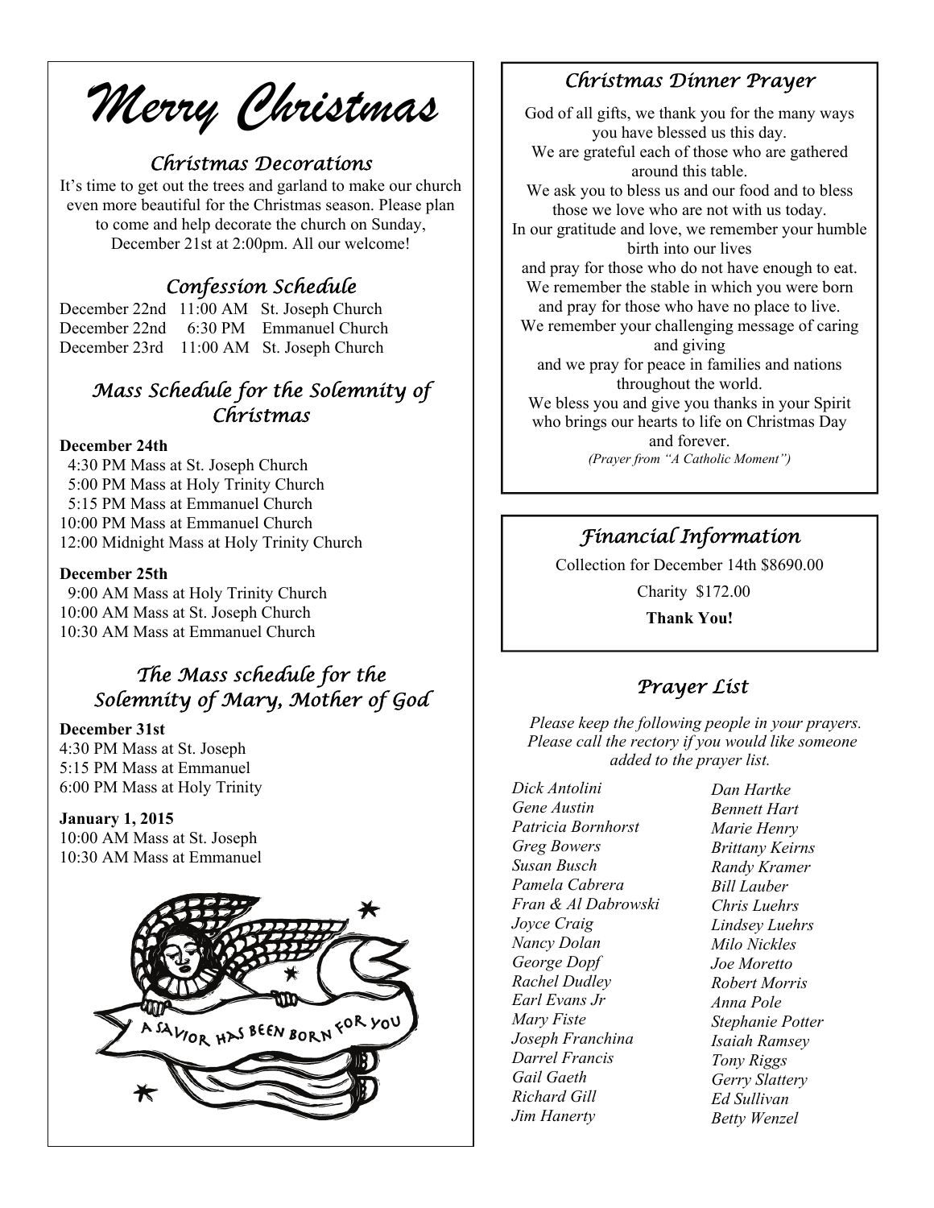# Merry Christmas

## Christmas Decorations

It's time to get out the trees and garland to make our church even more beautiful for the Christmas season. Please plan to come and help decorate the church on Sunday, December 21st at 2:00pm. All our welcome!

## Confession Schedule

December 22nd 11:00 AM St. Joseph Church
December 22nd 6:30 PM Emmanuel Church
December 23rd 11:00 AM St. Joseph Church

## Mass Schedule for the Solemnity of Christmas

**December 24th**

4:30 PM Mass at St. Joseph Church
5:00 PM Mass at Holy Trinity Church
5:15 PM Mass at Emmanuel Church
10:00 PM Mass at Emmanuel Church
12:00 Midnight Mass at Holy Trinity Church

**December 25th**

9:00 AM Mass at Holy Trinity Church
10:00 AM Mass at St. Joseph Church
10:30 AM Mass at Emmanuel Church

## The Mass schedule for the Solemnity of Mary, Mother of God

**December 31st**

4:30 PM Mass at St. Joseph
5:15 PM Mass at Emmanuel
6:00 PM Mass at Holy Trinity

**January 1, 2015**

10:00 AM Mass at St. Joseph
10:30 AM Mass at Emmanuel

A SAVIOR HAS BEEN BORN FOR YOU

## Christmas Dinner Prayer

God of all gifts, we thank you for the many ways you have blessed us this day.
We are grateful each of those who are gathered around this table.
We ask you to bless us and our food and to bless those we love who are not with us today.
In our gratitude and love, we remember your humble birth into our lives
and pray for those who do not have enough to eat.
We remember the stable in which you were born
and pray for those who have no place to live.
We remember your challenging message of caring and giving
and we pray for peace in families and nations throughout the world.
We bless you and give you thanks in your Spirit
who brings our hearts to life on Christmas Day and forever.

*(Prayer from "A Catholic Moment")*

## Financial Information

Collection for December 14th $8690.00

Charity $172.00

**Thank You!**

## Prayer List

*Please keep the following people in your prayers. Please call the rectory if you would like someone added to the prayer list.*

*Dick Antolini*
*Gene Austin*
*Patricia Bornhorst*
*Greg Bowers*
*Susan Busch*
*Pamela Cabrera*
*Fran & Al Dabrowski*
*Joyce Craig*
*Nancy Dolan*
*George Dopf*
*Rachel Dudley*
*Earl Evans Jr*
*Mary Fiste*
*Joseph Franchina*
*Darrel Francis*
*Gail Gaeth*
*Richard Gill*
*Jim Hanerty*
*Dan Hartke*
*Bennett Hart*
*Marie Henry*
*Brittany Keirns*
*Randy Kramer*
*Bill Lauber*
*Chris Luehrs*
*Lindsey Luehrs*
*Milo Nickles*
*Joe Moretto*
*Robert Morris*
*Anna Pole*
*Stephanie Potter*
*Isaiah Ramsey*
*Tony Riggs*
*Gerry Slattery*
*Ed Sullivan*
*Betty Wenzel*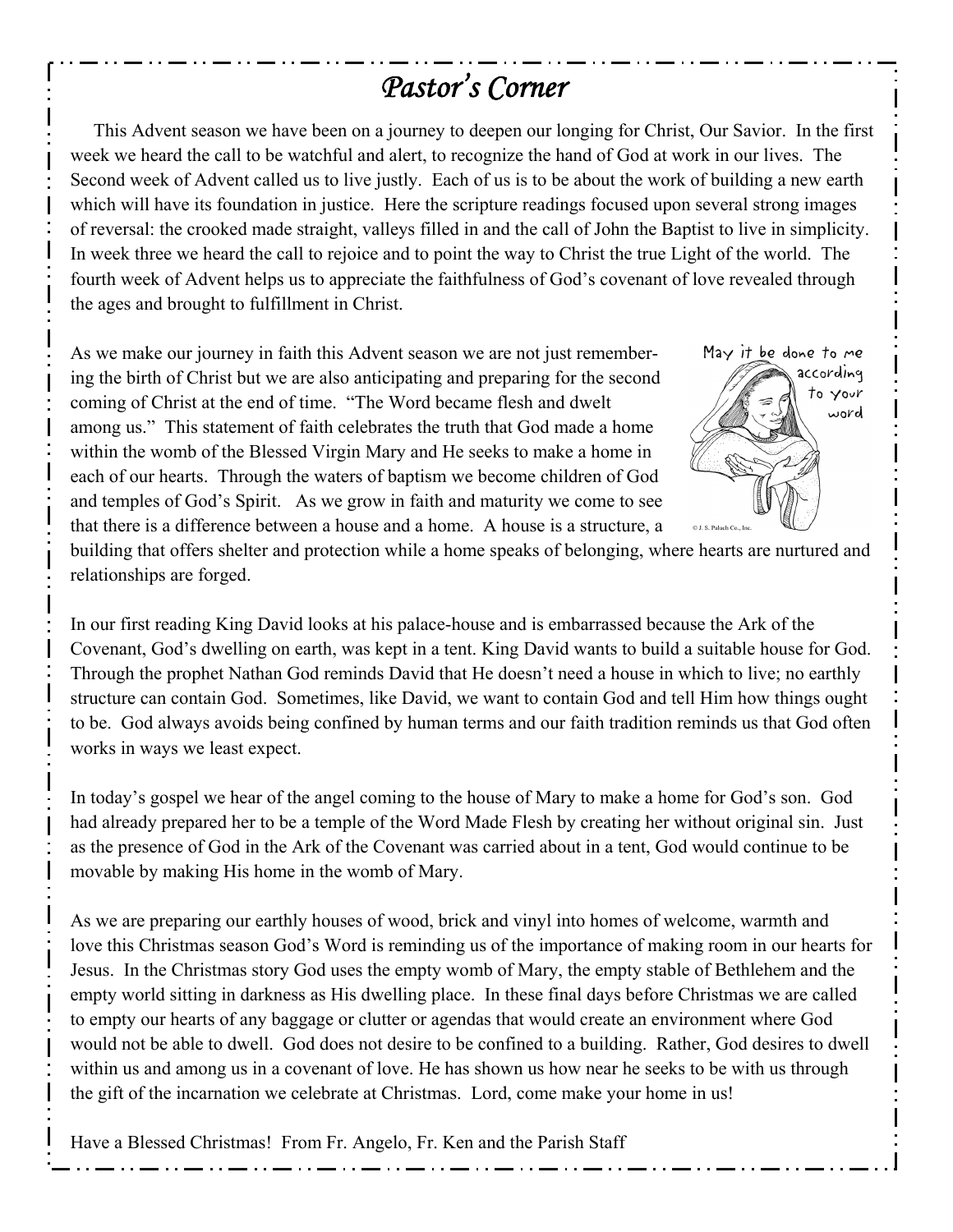# *Pastor's Corner*

This Advent season we have been on a journey to deepen our longing for Christ, Our Savior. In the first week we heard the call to be watchful and alert, to recognize the hand of God at work in our lives. The Second week of Advent called us to live justly. Each of us is to be about the work of building a new earth which will have its foundation in justice. Here the scripture readings focused upon several strong images of reversal: the crooked made straight, valleys filled in and the call of John the Baptist to live in simplicity. In week three we heard the call to rejoice and to point the way to Christ the true Light of the world. The fourth week of Advent helps us to appreciate the faithfulness of God's covenant of love revealed through the ages and brought to fulfillment in Christ.

As we make our journey in faith this Advent season we are not just remembering the birth of Christ but we are also anticipating and preparing for the second coming of Christ at the end of time. "The Word became flesh and dwelt among us." This statement of faith celebrates the truth that God made a home within the womb of the Blessed Virgin Mary and He seeks to make a home in each of our hearts. Through the waters of baptism we become children of God and temples of God's Spirit. As we grow in faith and maturity we come to see that there is a difference between a house and a home. A house is a structure, a building that offers shelter and protection while a home speaks of belonging, where hearts are nurtured and relationships are forged.

In our first reading King David looks at his palace-house and is embarrassed because the Ark of the Covenant, God's dwelling on earth, was kept in a tent. King David wants to build a suitable house for God. Through the prophet Nathan God reminds David that He doesn't need a house in which to live; no earthly structure can contain God. Sometimes, like David, we want to contain God and tell Him how things ought to be. God always avoids being confined by human terms and our faith tradition reminds us that God often works in ways we least expect.

In today's gospel we hear of the angel coming to the house of Mary to make a home for God's son. God had already prepared her to be a temple of the Word Made Flesh by creating her without original sin. Just as the presence of God in the Ark of the Covenant was carried about in a tent, God would continue to be movable by making His home in the womb of Mary.

As we are preparing our earthly houses of wood, brick and vinyl into homes of welcome, warmth and love this Christmas season God's Word is reminding us of the importance of making room in our hearts for Jesus. In the Christmas story God uses the empty womb of Mary, the empty stable of Bethlehem and the empty world sitting in darkness as His dwelling place. In these final days before Christmas we are called to empty our hearts of any baggage or clutter or agendas that would create an environment where God would not be able to dwell. God does not desire to be confined to a building. Rather, God desires to dwell within us and among us in a covenant of love. He has shown us how near he seeks to be with us through the gift of the incarnation we celebrate at Christmas. Lord, come make your home in us!

Have a Blessed Christmas! From Fr. Angelo, Fr. Ken and the Parish Staff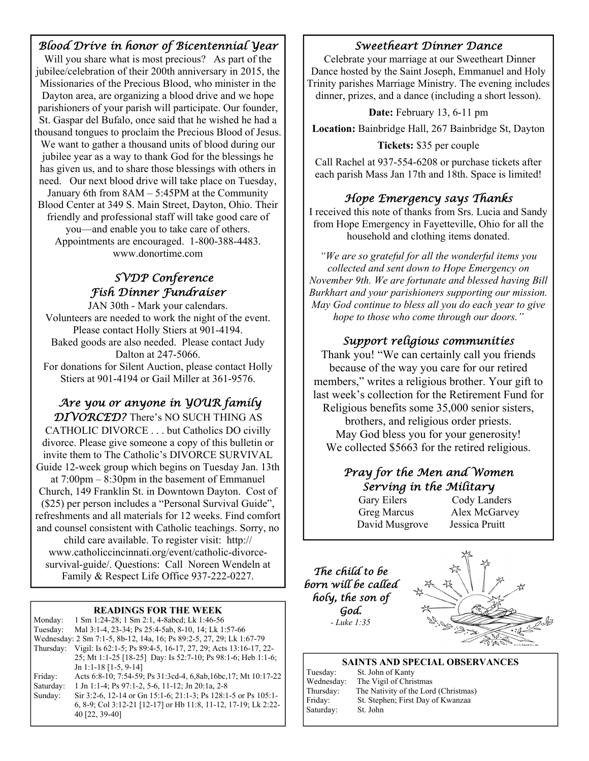### *Blood Drive in honor of Bicentennial Year*

Will you share what is most precious? As part of the jubilee/celebration of their 200th anniversary in 2015, the Missionaries of the Precious Blood, who minister in the Dayton area, are organizing a blood drive and we hope parishioners of your parish will participate. Our founder, St. Gaspar del Bufalo, once said that he wished he had a thousand tongues to proclaim the Precious Blood of Jesus. We want to gather a thousand units of blood during our jubilee year as a way to thank God for the blessings he has given us, and to share those blessings with others in need. Our next blood drive will take place on Tuesday, January 6th from 8AM – 5:45PM at the Community Blood Center at 349 S. Main Street, Dayton, Ohio. Their friendly and professional staff will take good care of you—and enable you to take care of others. Appointments are encouraged. 1-800-388-4483. www.donortime.com

### *SVDP Conference Fish Dinner Fundraiser*

JAN 30th - Mark your calendars.
Volunteers are needed to work the night of the event. Please contact Holly Stiers at 901-4194.
Baked goods are also needed. Please contact Judy Dalton at 247-5066.
For donations for Silent Auction, please contact Holly Stiers at 901-4194 or Gail Miller at 361-9576.

### *Are you or anyone in YOUR family DIVORCED?*

There's NO SUCH THING AS CATHOLIC DIVORCE . . . but Catholics DO civilly divorce. Please give someone a copy of this bulletin or invite them to The Catholic's DIVORCE SURVIVAL Guide 12-week group which begins on Tuesday Jan. 13th at 7:00pm – 8:30pm in the basement of Emmanuel Church, 149 Franklin St. in Downtown Dayton. Cost of ($25) per person includes a "Personal Survival Guide", refreshments and all materials for 12 weeks. Find comfort and counsel consistent with Catholic teachings. Sorry, no child care available. To register visit: http://www.catholiccincinnati.org/event/catholic-divorce-survival-guide/. Questions: Call Noreen Wendeln at Family & Respect Life Office 937-222-0227.

### READINGS FOR THE WEEK

| | |
|---|---|
| Monday: | 1 Sm 1:24-28; 1 Sm 2:1, 4-8abcd; Lk 1:46-56 |
| Tuesday: | Mal 3:1-4, 23-34; Ps 25:4-5ab, 8-10, 14; Lk 1:57-66 |
| Wednesday: | 2 Sm 7:1-5, 8b-12, 14a, 16; Ps 89:2-5, 27, 29; Lk 1:67-79 |
| Thursday: | Vigil: Is 62:1-5; Ps 89:4-5, 16-17, 27, 29; Acts 13:16-17, 22-25; Mt 1:1-25 [18-25] Day: Is 52:7-10; Ps 98:1-6; Heb 1:1-6; Jn 1:1-18 [1-5, 9-14] |
| Friday: | Acts 6:8-10; 7:54-59; Ps 31:3cd-4, 6,8ab,16bc,17; Mt 10:17-22 |
| Saturday: | 1 Jn 1:1-4; Ps 97:1-2, 5-6, 11-12; Jn 20:1a, 2-8 |
| Sunday: | Sir 3:2-6, 12-14 or Gn 15:1-6; 21:1-3; Ps 128:1-5 or Ps 105:1-6, 8-9; Col 3:12-21 [12-17] or Hb 11:8, 11-12, 17-19; Lk 2:22-40 [22, 39-40] |

### *Sweetheart Dinner Dance*

Celebrate your marriage at our Sweetheart Dinner Dance hosted by the Saint Joseph, Emmanuel and Holy Trinity parishes Marriage Ministry. The evening includes dinner, prizes, and a dance (including a short lesson).

**Date:** February 13, 6-11 pm

**Location:** Bainbridge Hall, 267 Bainbridge St, Dayton

**Tickets:** $35 per couple

Call Rachel at 937-554-6208 or purchase tickets after each parish Mass Jan 17th and 18th. Space is limited!

### *Hope Emergency says Thanks*

I received this note of thanks from Srs. Lucia and Sandy from Hope Emergency in Fayetteville, Ohio for all the household and clothing items donated.

*"We are so grateful for all the wonderful items you collected and sent down to Hope Emergency on November 9th. We are fortunate and blessed having Bill Burkhart and your parishioners supporting our mission. May God continue to bless all you do each year to give hope to those who come through our doors."*

### *Support religious communities*

Thank you! "We can certainly call you friends because of the way you care for our retired members," writes a religious brother. Your gift to last week's collection for the Retirement Fund for Religious benefits some 35,000 senior sisters, brothers, and religious order priests.
May God bless you for your generosity!
We collected $5663 for the retired religious.

### *Pray for the Men and Women Serving in the Military*

Gary Eilers
Cody Landers
Greg Marcus
Alex McGarvey
David Musgrove
Jessica Pruitt

*The child to be born will be called holy, the son of God.*
*- Luke 1:35*

### SAINTS AND SPECIAL OBSERVANCES

| | |
|---|---|
| Tuesday: | St. John of Kanty |
| Wednesday: | The Vigil of Christmas |
| Thursday: | The Nativity of the Lord (Christmas) |
| Friday: | St. Stephen; First Day of Kwanzaa |
| Saturday: | St. John |